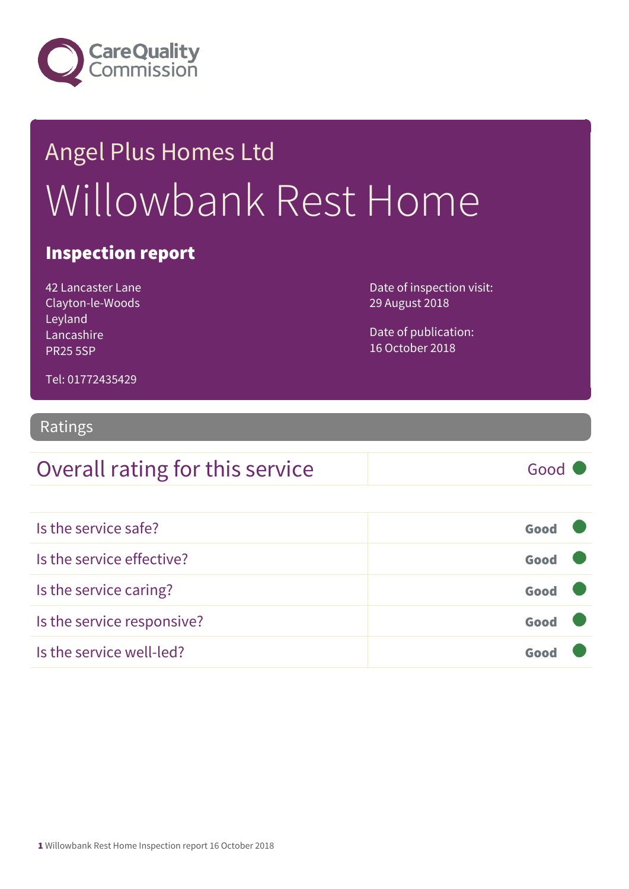Care Quality Commission

# Angel Plus Homes Ltd

# Willowbank Rest Home

## Inspection report

42 Lancaster Lane
Clayton-le-Woods
Leyland
Lancashire
PR25 5SP

Tel: 01772435429

Date of inspection visit:
29 August 2018

Date of publication:
16 October 2018

## Ratings

| Overall rating for this service | Good |
|---|---|

| | |
|---|---|
| Is the service safe? | Good |
| Is the service effective? | Good |
| Is the service caring? | Good |
| Is the service responsive? | Good |
| Is the service well-led? | Good |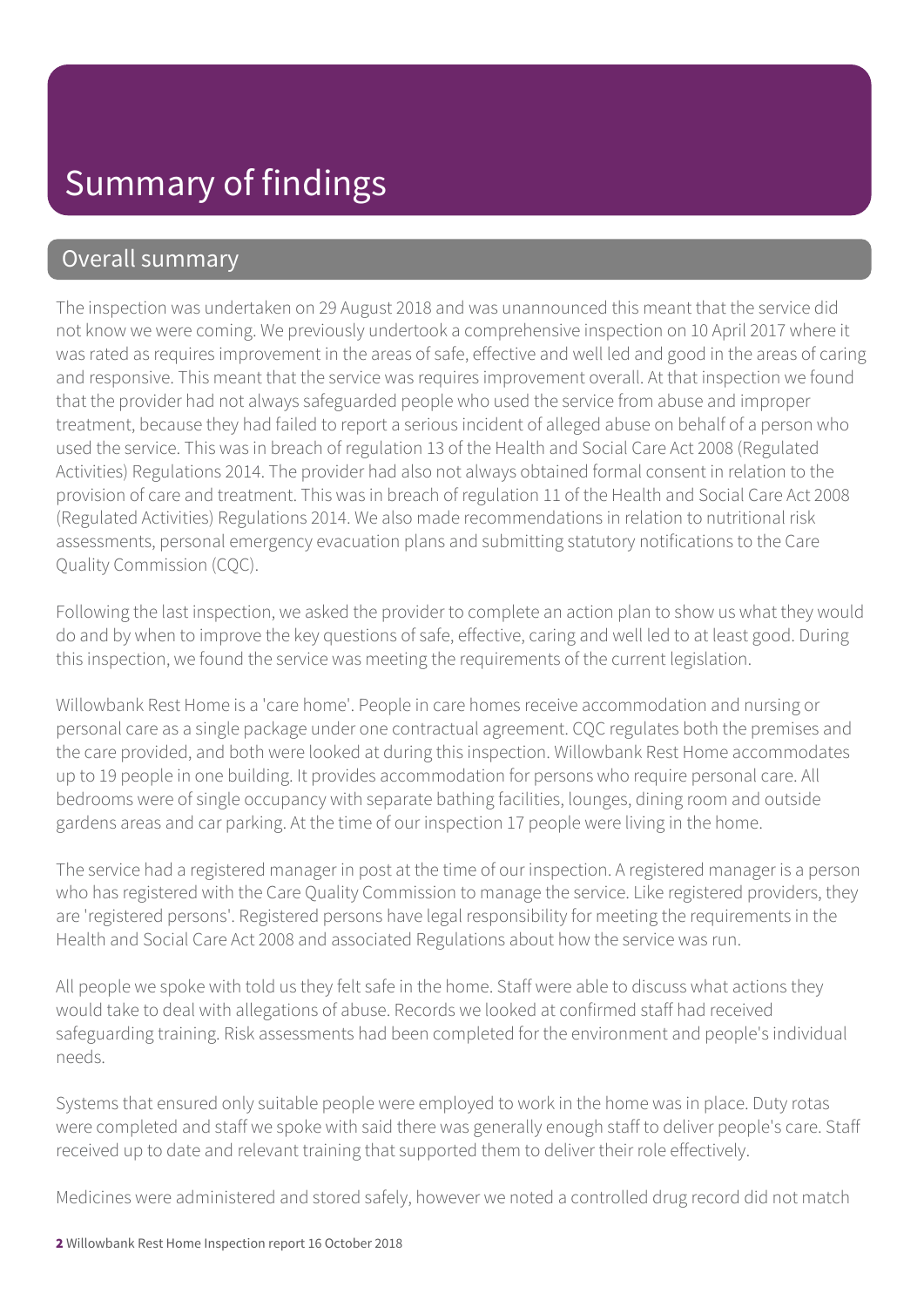# Summary of findings

## Overall summary

The inspection was undertaken on 29 August 2018 and was unannounced this meant that the service did not know we were coming. We previously undertook a comprehensive inspection on 10 April 2017 where it was rated as requires improvement in the areas of safe, effective and well led and good in the areas of caring and responsive. This meant that the service was requires improvement overall. At that inspection we found that the provider had not always safeguarded people who used the service from abuse and improper treatment, because they had failed to report a serious incident of alleged abuse on behalf of a person who used the service. This was in breach of regulation 13 of the Health and Social Care Act 2008 (Regulated Activities) Regulations 2014. The provider had also not always obtained formal consent in relation to the provision of care and treatment. This was in breach of regulation 11 of the Health and Social Care Act 2008 (Regulated Activities) Regulations 2014. We also made recommendations in relation to nutritional risk assessments, personal emergency evacuation plans and submitting statutory notifications to the Care Quality Commission (CQC).

Following the last inspection, we asked the provider to complete an action plan to show us what they would do and by when to improve the key questions of safe, effective, caring and well led to at least good. During this inspection, we found the service was meeting the requirements of the current legislation.

Willowbank Rest Home is a 'care home'. People in care homes receive accommodation and nursing or personal care as a single package under one contractual agreement. CQC regulates both the premises and the care provided, and both were looked at during this inspection. Willowbank Rest Home accommodates up to 19 people in one building. It provides accommodation for persons who require personal care. All bedrooms were of single occupancy with separate bathing facilities, lounges, dining room and outside gardens areas and car parking. At the time of our inspection 17 people were living in the home.

The service had a registered manager in post at the time of our inspection. A registered manager is a person who has registered with the Care Quality Commission to manage the service. Like registered providers, they are 'registered persons'. Registered persons have legal responsibility for meeting the requirements in the Health and Social Care Act 2008 and associated Regulations about how the service was run.

All people we spoke with told us they felt safe in the home. Staff were able to discuss what actions they would take to deal with allegations of abuse. Records we looked at confirmed staff had received safeguarding training. Risk assessments had been completed for the environment and people's individual needs.

Systems that ensured only suitable people were employed to work in the home was in place. Duty rotas were completed and staff we spoke with said there was generally enough staff to deliver people's care. Staff received up to date and relevant training that supported them to deliver their role effectively.

Medicines were administered and stored safely, however we noted a controlled drug record did not match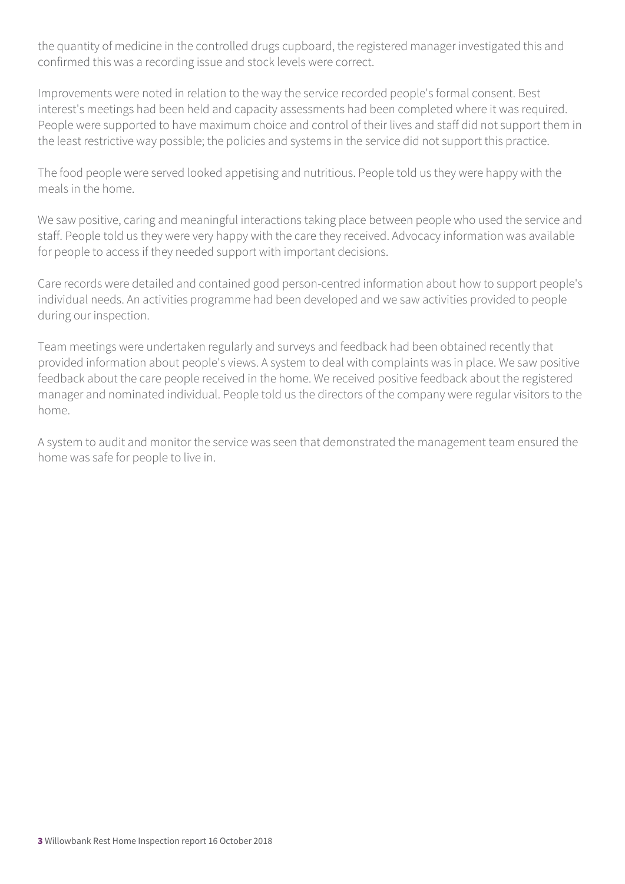the quantity of medicine in the controlled drugs cupboard, the registered manager investigated this and confirmed this was a recording issue and stock levels were correct.

Improvements were noted in relation to the way the service recorded people's formal consent. Best interest's meetings had been held and capacity assessments had been completed where it was required. People were supported to have maximum choice and control of their lives and staff did not support them in the least restrictive way possible; the policies and systems in the service did not support this practice.

The food people were served looked appetising and nutritious. People told us they were happy with the meals in the home.

We saw positive, caring and meaningful interactions taking place between people who used the service and staff. People told us they were very happy with the care they received. Advocacy information was available for people to access if they needed support with important decisions.

Care records were detailed and contained good person-centred information about how to support people's individual needs. An activities programme had been developed and we saw activities provided to people during our inspection.

Team meetings were undertaken regularly and surveys and feedback had been obtained recently that provided information about people's views. A system to deal with complaints was in place. We saw positive feedback about the care people received in the home. We received positive feedback about the registered manager and nominated individual. People told us the directors of the company were regular visitors to the home.

A system to audit and monitor the service was seen that demonstrated the management team ensured the home was safe for people to live in.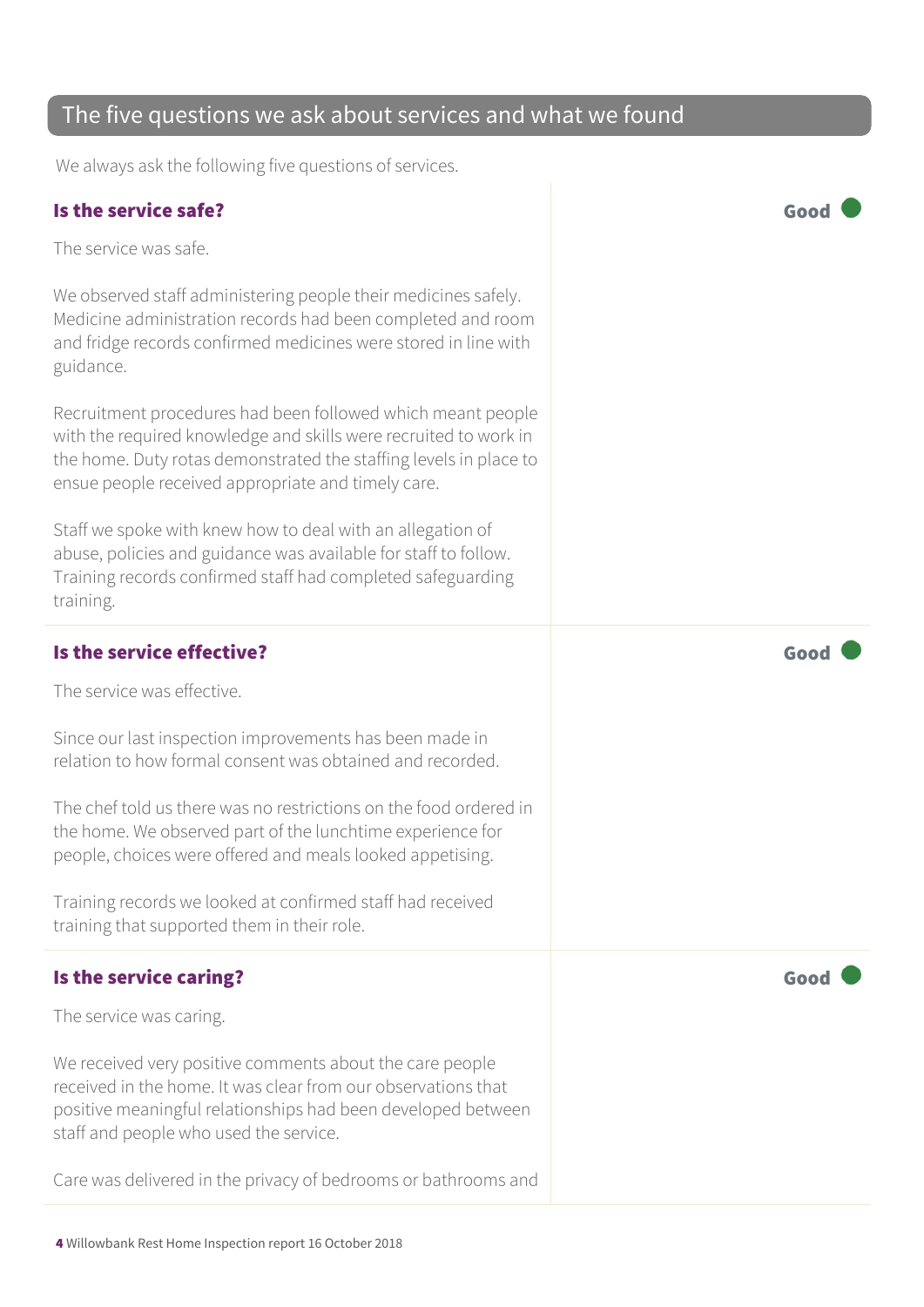## The five questions we ask about services and what we found

We always ask the following five questions of services.

### Is the service safe?

**Good**

The service was safe.

We observed staff administering people their medicines safely. Medicine administration records had been completed and room and fridge records confirmed medicines were stored in line with guidance.

Recruitment procedures had been followed which meant people with the required knowledge and skills were recruited to work in the home. Duty rotas demonstrated the staffing levels in place to ensue people received appropriate and timely care.

Staff we spoke with knew how to deal with an allegation of abuse, policies and guidance was available for staff to follow. Training records confirmed staff had completed safeguarding training.

### Is the service effective?

**Good**

The service was effective.

Since our last inspection improvements has been made in relation to how formal consent was obtained and recorded.

The chef told us there was no restrictions on the food ordered in the home. We observed part of the lunchtime experience for people, choices were offered and meals looked appetising.

Training records we looked at confirmed staff had received training that supported them in their role.

### Is the service caring?

**Good**

The service was caring.

We received very positive comments about the care people received in the home. It was clear from our observations that positive meaningful relationships had been developed between staff and people who used the service.

Care was delivered in the privacy of bedrooms or bathrooms and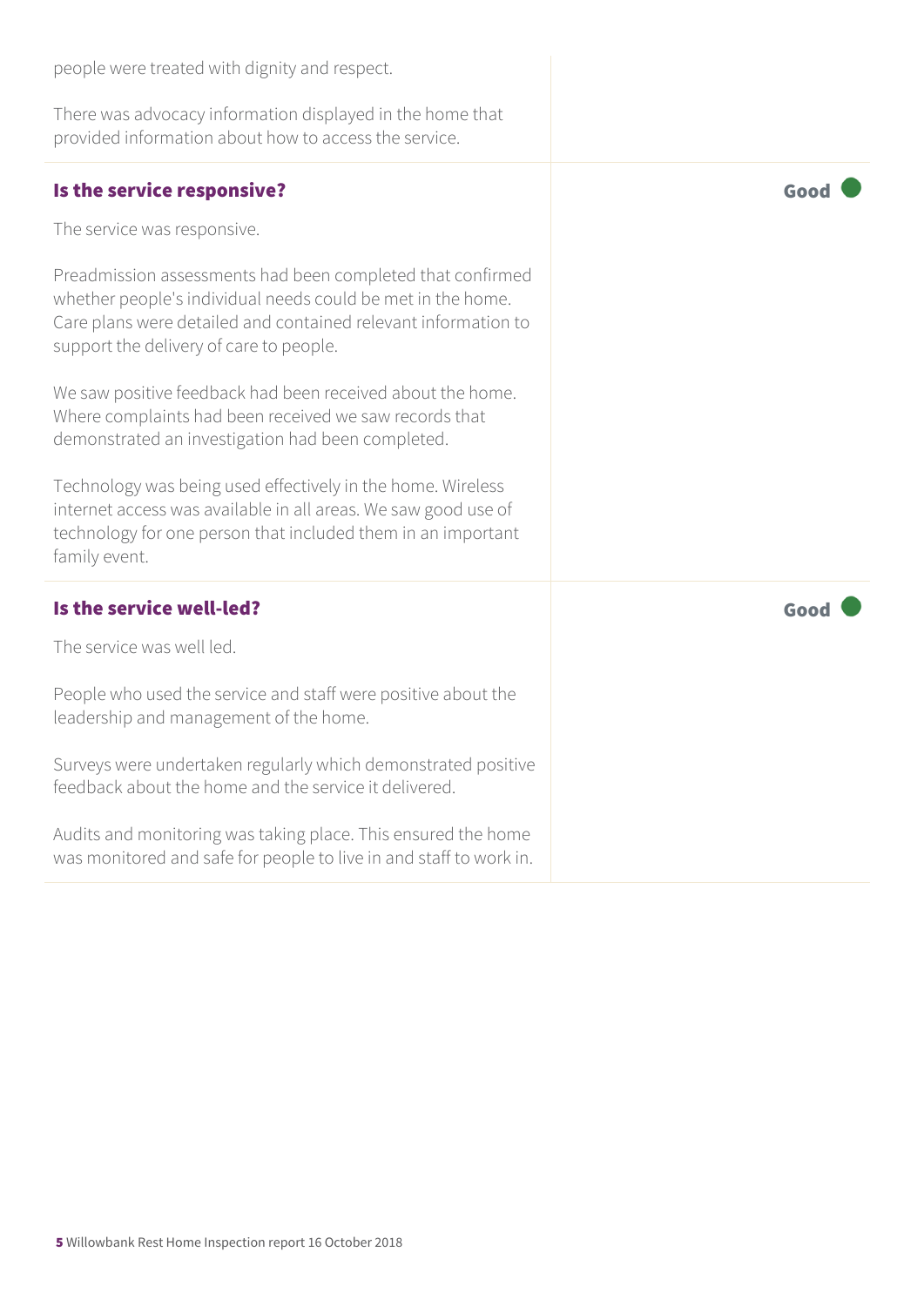people were treated with dignity and respect.

There was advocacy information displayed in the home that provided information about how to access the service.

### Is the service responsive?

**Good**

The service was responsive.

Preadmission assessments had been completed that confirmed whether people's individual needs could be met in the home. Care plans were detailed and contained relevant information to support the delivery of care to people.

We saw positive feedback had been received about the home. Where complaints had been received we saw records that demonstrated an investigation had been completed.

Technology was being used effectively in the home. Wireless internet access was available in all areas. We saw good use of technology for one person that included them in an important family event.

### Is the service well-led?

**Good**

The service was well led.

People who used the service and staff were positive about the leadership and management of the home.

Surveys were undertaken regularly which demonstrated positive feedback about the home and the service it delivered.

Audits and monitoring was taking place. This ensured the home was monitored and safe for people to live in and staff to work in.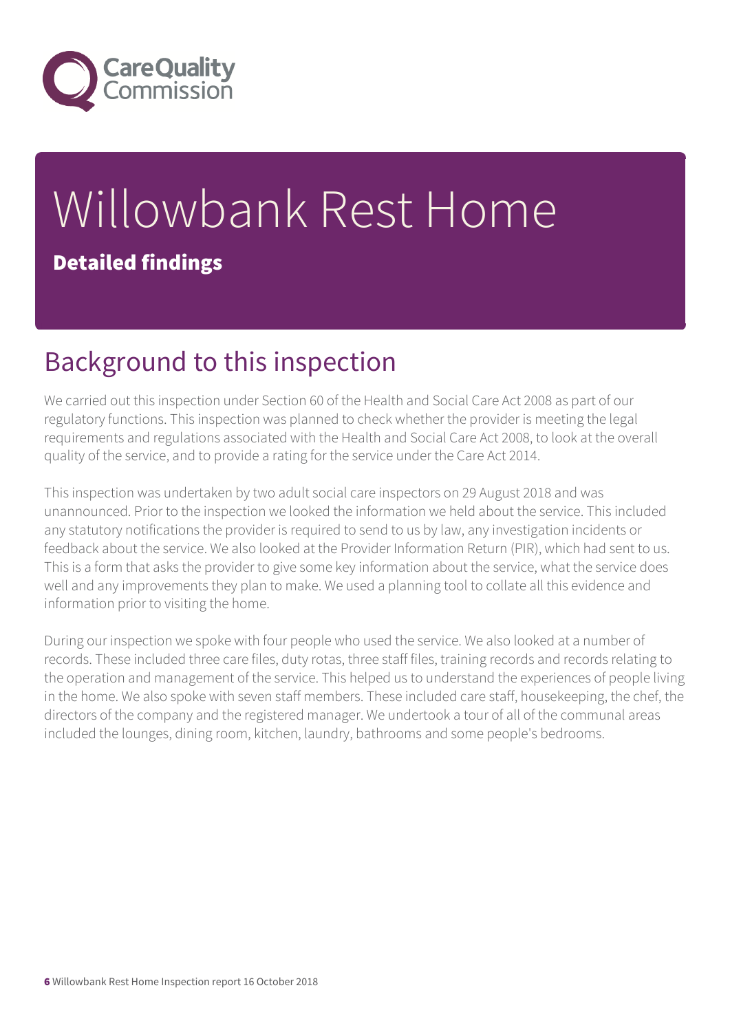# Willowbank Rest Home

**Detailed findings**

## Background to this inspection

We carried out this inspection under Section 60 of the Health and Social Care Act 2008 as part of our regulatory functions. This inspection was planned to check whether the provider is meeting the legal requirements and regulations associated with the Health and Social Care Act 2008, to look at the overall quality of the service, and to provide a rating for the service under the Care Act 2014.

This inspection was undertaken by two adult social care inspectors on 29 August 2018 and was unannounced. Prior to the inspection we looked the information we held about the service. This included any statutory notifications the provider is required to send to us by law, any investigation incidents or feedback about the service. We also looked at the Provider Information Return (PIR), which had sent to us. This is a form that asks the provider to give some key information about the service, what the service does well and any improvements they plan to make. We used a planning tool to collate all this evidence and information prior to visiting the home.

During our inspection we spoke with four people who used the service. We also looked at a number of records. These included three care files, duty rotas, three staff files, training records and records relating to the operation and management of the service. This helped us to understand the experiences of people living in the home. We also spoke with seven staff members. These included care staff, housekeeping, the chef, the directors of the company and the registered manager. We undertook a tour of all of the communal areas included the lounges, dining room, kitchen, laundry, bathrooms and some people's bedrooms.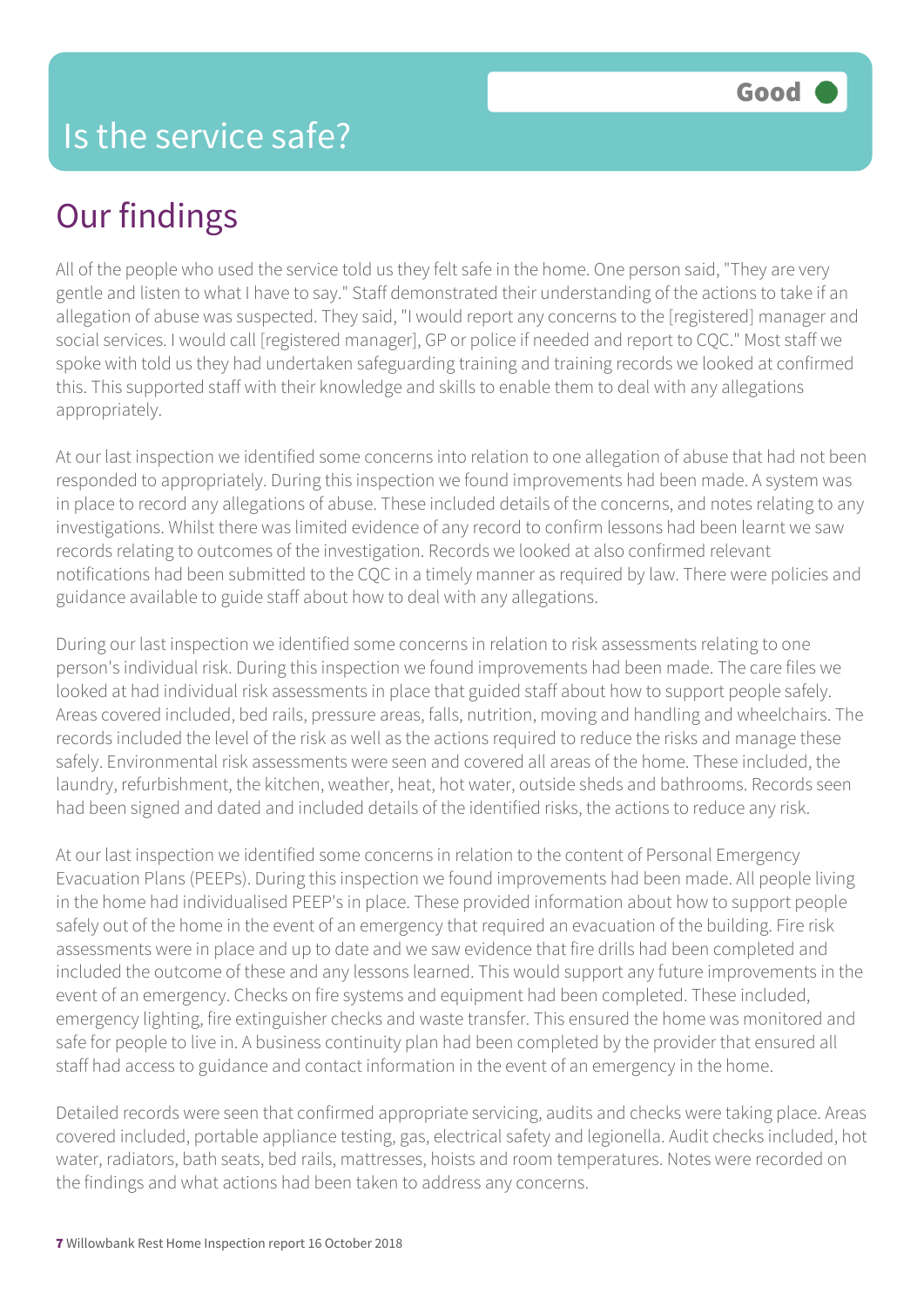# Is the service safe?

Good

## Our findings

All of the people who used the service told us they felt safe in the home. One person said, "They are very gentle and listen to what I have to say." Staff demonstrated their understanding of the actions to take if an allegation of abuse was suspected. They said, "I would report any concerns to the [registered] manager and social services. I would call [registered manager], GP or police if needed and report to CQC." Most staff we spoke with told us they had undertaken safeguarding training and training records we looked at confirmed this. This supported staff with their knowledge and skills to enable them to deal with any allegations appropriately.

At our last inspection we identified some concerns into relation to one allegation of abuse that had not been responded to appropriately. During this inspection we found improvements had been made. A system was in place to record any allegations of abuse. These included details of the concerns, and notes relating to any investigations. Whilst there was limited evidence of any record to confirm lessons had been learnt we saw records relating to outcomes of the investigation. Records we looked at also confirmed relevant notifications had been submitted to the CQC in a timely manner as required by law. There were policies and guidance available to guide staff about how to deal with any allegations.

During our last inspection we identified some concerns in relation to risk assessments relating to one person's individual risk. During this inspection we found improvements had been made. The care files we looked at had individual risk assessments in place that guided staff about how to support people safely. Areas covered included, bed rails, pressure areas, falls, nutrition, moving and handling and wheelchairs. The records included the level of the risk as well as the actions required to reduce the risks and manage these safely. Environmental risk assessments were seen and covered all areas of the home. These included, the laundry, refurbishment, the kitchen, weather, heat, hot water, outside sheds and bathrooms. Records seen had been signed and dated and included details of the identified risks, the actions to reduce any risk.

At our last inspection we identified some concerns in relation to the content of Personal Emergency Evacuation Plans (PEEPs). During this inspection we found improvements had been made. All people living in the home had individualised PEEP's in place. These provided information about how to support people safely out of the home in the event of an emergency that required an evacuation of the building. Fire risk assessments were in place and up to date and we saw evidence that fire drills had been completed and included the outcome of these and any lessons learned. This would support any future improvements in the event of an emergency. Checks on fire systems and equipment had been completed. These included, emergency lighting, fire extinguisher checks and waste transfer. This ensured the home was monitored and safe for people to live in. A business continuity plan had been completed by the provider that ensured all staff had access to guidance and contact information in the event of an emergency in the home.

Detailed records were seen that confirmed appropriate servicing, audits and checks were taking place. Areas covered included, portable appliance testing, gas, electrical safety and legionella. Audit checks included, hot water, radiators, bath seats, bed rails, mattresses, hoists and room temperatures. Notes were recorded on the findings and what actions had been taken to address any concerns.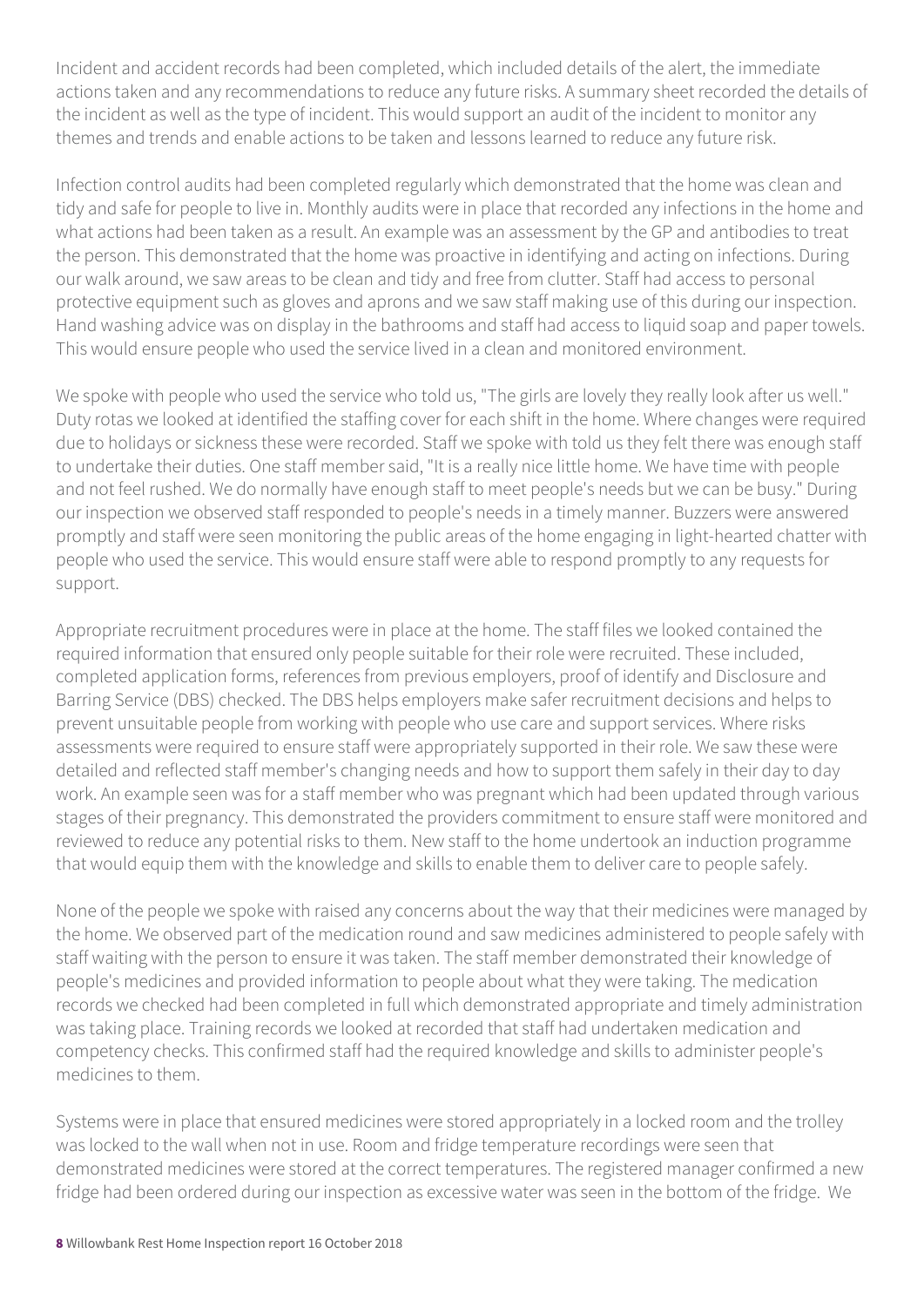Incident and accident records had been completed, which included details of the alert, the immediate actions taken and any recommendations to reduce any future risks. A summary sheet recorded the details of the incident as well as the type of incident. This would support an audit of the incident to monitor any themes and trends and enable actions to be taken and lessons learned to reduce any future risk.

Infection control audits had been completed regularly which demonstrated that the home was clean and tidy and safe for people to live in. Monthly audits were in place that recorded any infections in the home and what actions had been taken as a result. An example was an assessment by the GP and antibodies to treat the person. This demonstrated that the home was proactive in identifying and acting on infections. During our walk around, we saw areas to be clean and tidy and free from clutter. Staff had access to personal protective equipment such as gloves and aprons and we saw staff making use of this during our inspection. Hand washing advice was on display in the bathrooms and staff had access to liquid soap and paper towels. This would ensure people who used the service lived in a clean and monitored environment.

We spoke with people who used the service who told us, "The girls are lovely they really look after us well." Duty rotas we looked at identified the staffing cover for each shift in the home. Where changes were required due to holidays or sickness these were recorded. Staff we spoke with told us they felt there was enough staff to undertake their duties. One staff member said, "It is a really nice little home. We have time with people and not feel rushed. We do normally have enough staff to meet people's needs but we can be busy." During our inspection we observed staff responded to people's needs in a timely manner. Buzzers were answered promptly and staff were seen monitoring the public areas of the home engaging in light-hearted chatter with people who used the service. This would ensure staff were able to respond promptly to any requests for support.

Appropriate recruitment procedures were in place at the home. The staff files we looked contained the required information that ensured only people suitable for their role were recruited. These included, completed application forms, references from previous employers, proof of identify and Disclosure and Barring Service (DBS) checked. The DBS helps employers make safer recruitment decisions and helps to prevent unsuitable people from working with people who use care and support services. Where risks assessments were required to ensure staff were appropriately supported in their role. We saw these were detailed and reflected staff member's changing needs and how to support them safely in their day to day work. An example seen was for a staff member who was pregnant which had been updated through various stages of their pregnancy. This demonstrated the providers commitment to ensure staff were monitored and reviewed to reduce any potential risks to them. New staff to the home undertook an induction programme that would equip them with the knowledge and skills to enable them to deliver care to people safely.

None of the people we spoke with raised any concerns about the way that their medicines were managed by the home. We observed part of the medication round and saw medicines administered to people safely with staff waiting with the person to ensure it was taken. The staff member demonstrated their knowledge of people's medicines and provided information to people about what they were taking. The medication records we checked had been completed in full which demonstrated appropriate and timely administration was taking place. Training records we looked at recorded that staff had undertaken medication and competency checks. This confirmed staff had the required knowledge and skills to administer people's medicines to them.

Systems were in place that ensured medicines were stored appropriately in a locked room and the trolley was locked to the wall when not in use. Room and fridge temperature recordings were seen that demonstrated medicines were stored at the correct temperatures. The registered manager confirmed a new fridge had been ordered during our inspection as excessive water was seen in the bottom of the fridge. We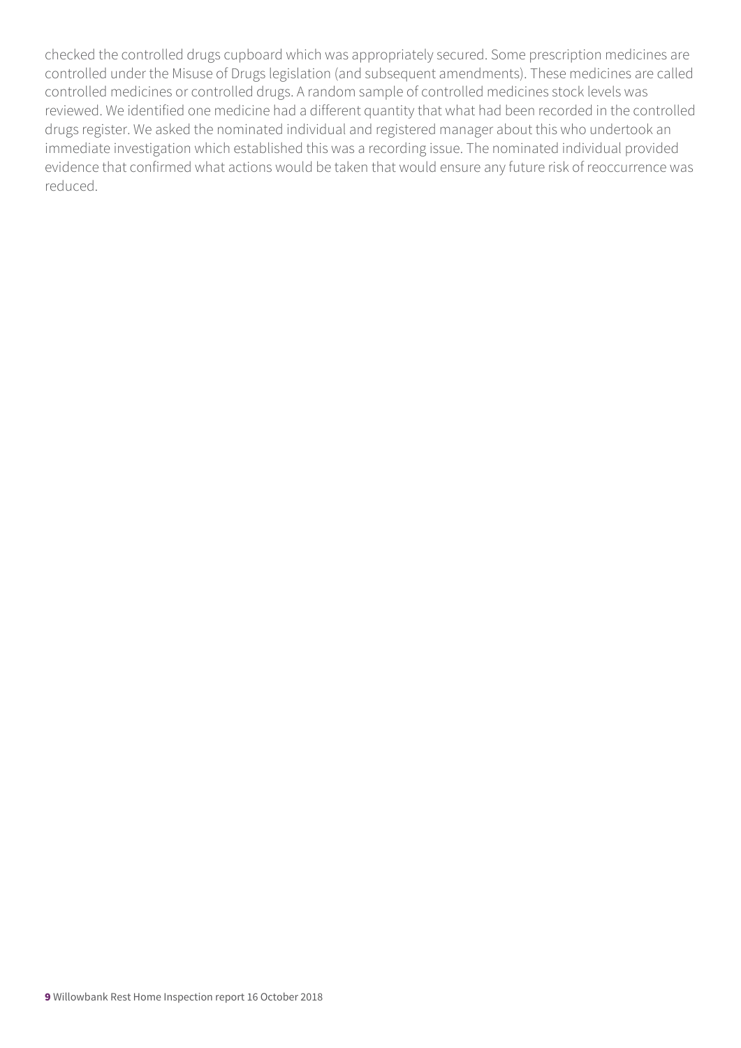checked the controlled drugs cupboard which was appropriately secured. Some prescription medicines are controlled under the Misuse of Drugs legislation (and subsequent amendments). These medicines are called controlled medicines or controlled drugs. A random sample of controlled medicines stock levels was reviewed. We identified one medicine had a different quantity that what had been recorded in the controlled drugs register. We asked the nominated individual and registered manager about this who undertook an immediate investigation which established this was a recording issue. The nominated individual provided evidence that confirmed what actions would be taken that would ensure any future risk of reoccurrence was reduced.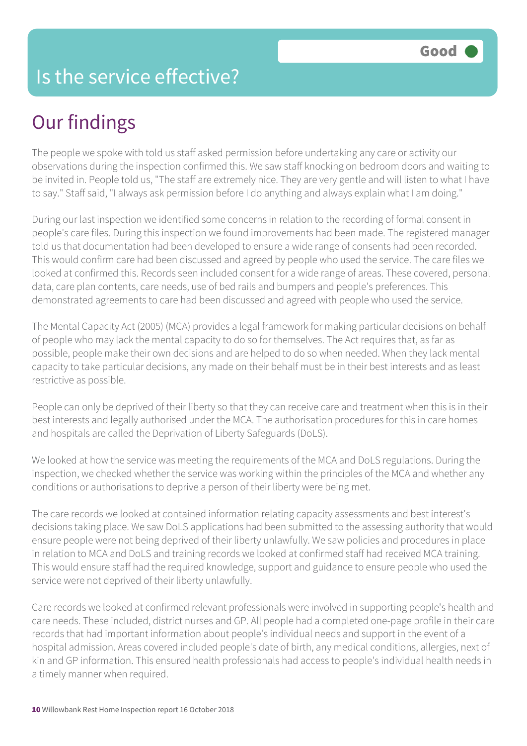Good

# Is the service effective?

## Our findings

The people we spoke with told us staff asked permission before undertaking any care or activity our observations during the inspection confirmed this. We saw staff knocking on bedroom doors and waiting to be invited in. People told us, "The staff are extremely nice. They are very gentle and will listen to what I have to say." Staff said, "I always ask permission before I do anything and always explain what I am doing."

During our last inspection we identified some concerns in relation to the recording of formal consent in people's care files. During this inspection we found improvements had been made. The registered manager told us that documentation had been developed to ensure a wide range of consents had been recorded. This would confirm care had been discussed and agreed by people who used the service. The care files we looked at confirmed this. Records seen included consent for a wide range of areas. These covered, personal data, care plan contents, care needs, use of bed rails and bumpers and people's preferences. This demonstrated agreements to care had been discussed and agreed with people who used the service.

The Mental Capacity Act (2005) (MCA) provides a legal framework for making particular decisions on behalf of people who may lack the mental capacity to do so for themselves. The Act requires that, as far as possible, people make their own decisions and are helped to do so when needed. When they lack mental capacity to take particular decisions, any made on their behalf must be in their best interests and as least restrictive as possible.

People can only be deprived of their liberty so that they can receive care and treatment when this is in their best interests and legally authorised under the MCA. The authorisation procedures for this in care homes and hospitals are called the Deprivation of Liberty Safeguards (DoLS).

We looked at how the service was meeting the requirements of the MCA and DoLS regulations. During the inspection, we checked whether the service was working within the principles of the MCA and whether any conditions or authorisations to deprive a person of their liberty were being met.

The care records we looked at contained information relating capacity assessments and best interest's decisions taking place. We saw DoLS applications had been submitted to the assessing authority that would ensure people were not being deprived of their liberty unlawfully. We saw policies and procedures in place in relation to MCA and DoLS and training records we looked at confirmed staff had received MCA training. This would ensure staff had the required knowledge, support and guidance to ensure people who used the service were not deprived of their liberty unlawfully.

Care records we looked at confirmed relevant professionals were involved in supporting people's health and care needs. These included, district nurses and GP. All people had a completed one-page profile in their care records that had important information about people's individual needs and support in the event of a hospital admission. Areas covered included people's date of birth, any medical conditions, allergies, next of kin and GP information. This ensured health professionals had access to people's individual health needs in a timely manner when required.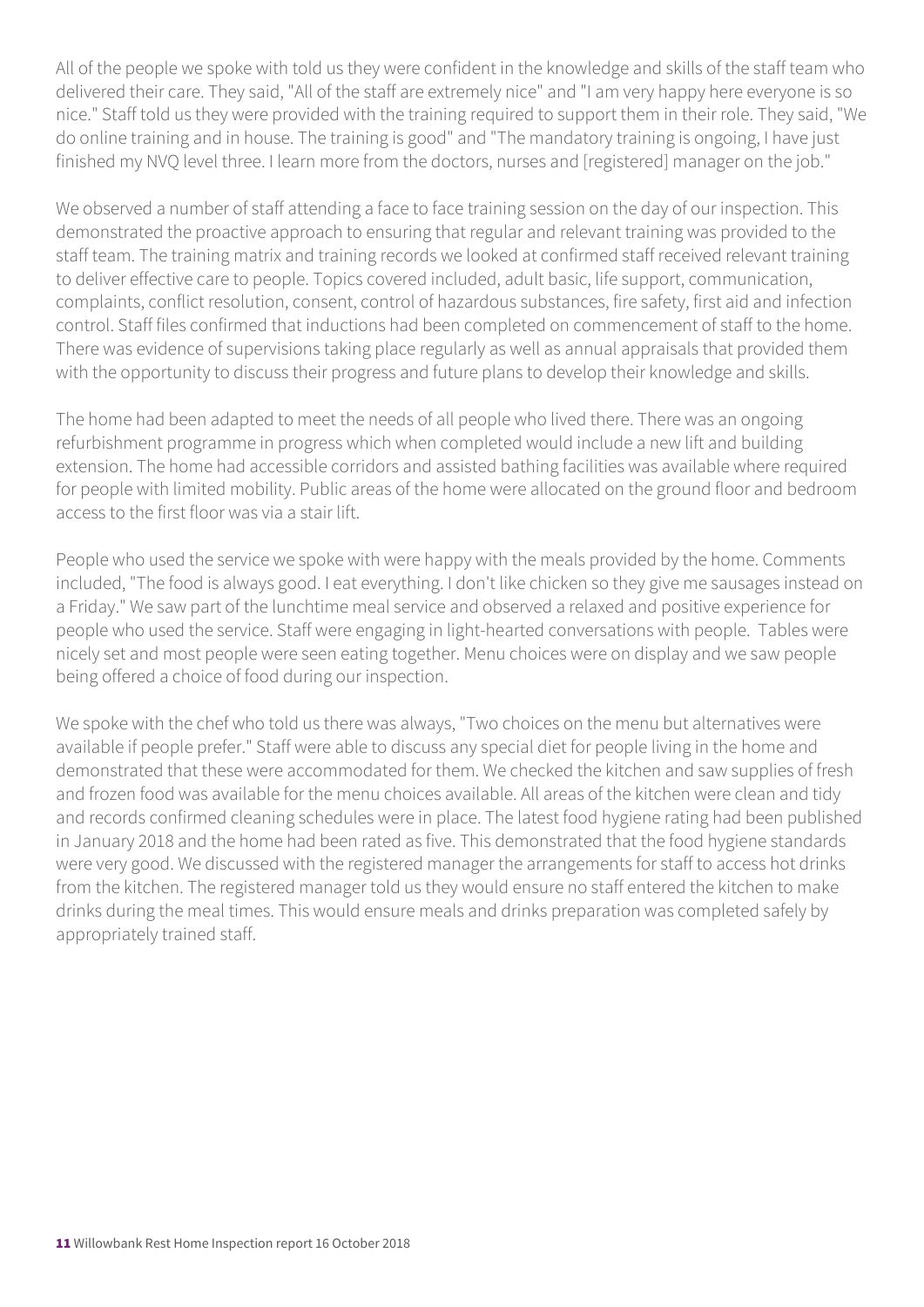All of the people we spoke with told us they were confident in the knowledge and skills of the staff team who delivered their care. They said, "All of the staff are extremely nice" and "I am very happy here everyone is so nice." Staff told us they were provided with the training required to support them in their role. They said, "We do online training and in house. The training is good" and "The mandatory training is ongoing, I have just finished my NVQ level three. I learn more from the doctors, nurses and [registered] manager on the job."

We observed a number of staff attending a face to face training session on the day of our inspection. This demonstrated the proactive approach to ensuring that regular and relevant training was provided to the staff team. The training matrix and training records we looked at confirmed staff received relevant training to deliver effective care to people. Topics covered included, adult basic, life support, communication, complaints, conflict resolution, consent, control of hazardous substances, fire safety, first aid and infection control. Staff files confirmed that inductions had been completed on commencement of staff to the home. There was evidence of supervisions taking place regularly as well as annual appraisals that provided them with the opportunity to discuss their progress and future plans to develop their knowledge and skills.

The home had been adapted to meet the needs of all people who lived there. There was an ongoing refurbishment programme in progress which when completed would include a new lift and building extension. The home had accessible corridors and assisted bathing facilities was available where required for people with limited mobility. Public areas of the home were allocated on the ground floor and bedroom access to the first floor was via a stair lift.

People who used the service we spoke with were happy with the meals provided by the home. Comments included, "The food is always good. I eat everything. I don't like chicken so they give me sausages instead on a Friday." We saw part of the lunchtime meal service and observed a relaxed and positive experience for people who used the service. Staff were engaging in light-hearted conversations with people. Tables were nicely set and most people were seen eating together. Menu choices were on display and we saw people being offered a choice of food during our inspection.

We spoke with the chef who told us there was always, "Two choices on the menu but alternatives were available if people prefer." Staff were able to discuss any special diet for people living in the home and demonstrated that these were accommodated for them. We checked the kitchen and saw supplies of fresh and frozen food was available for the menu choices available. All areas of the kitchen were clean and tidy and records confirmed cleaning schedules were in place. The latest food hygiene rating had been published in January 2018 and the home had been rated as five. This demonstrated that the food hygiene standards were very good. We discussed with the registered manager the arrangements for staff to access hot drinks from the kitchen. The registered manager told us they would ensure no staff entered the kitchen to make drinks during the meal times. This would ensure meals and drinks preparation was completed safely by appropriately trained staff.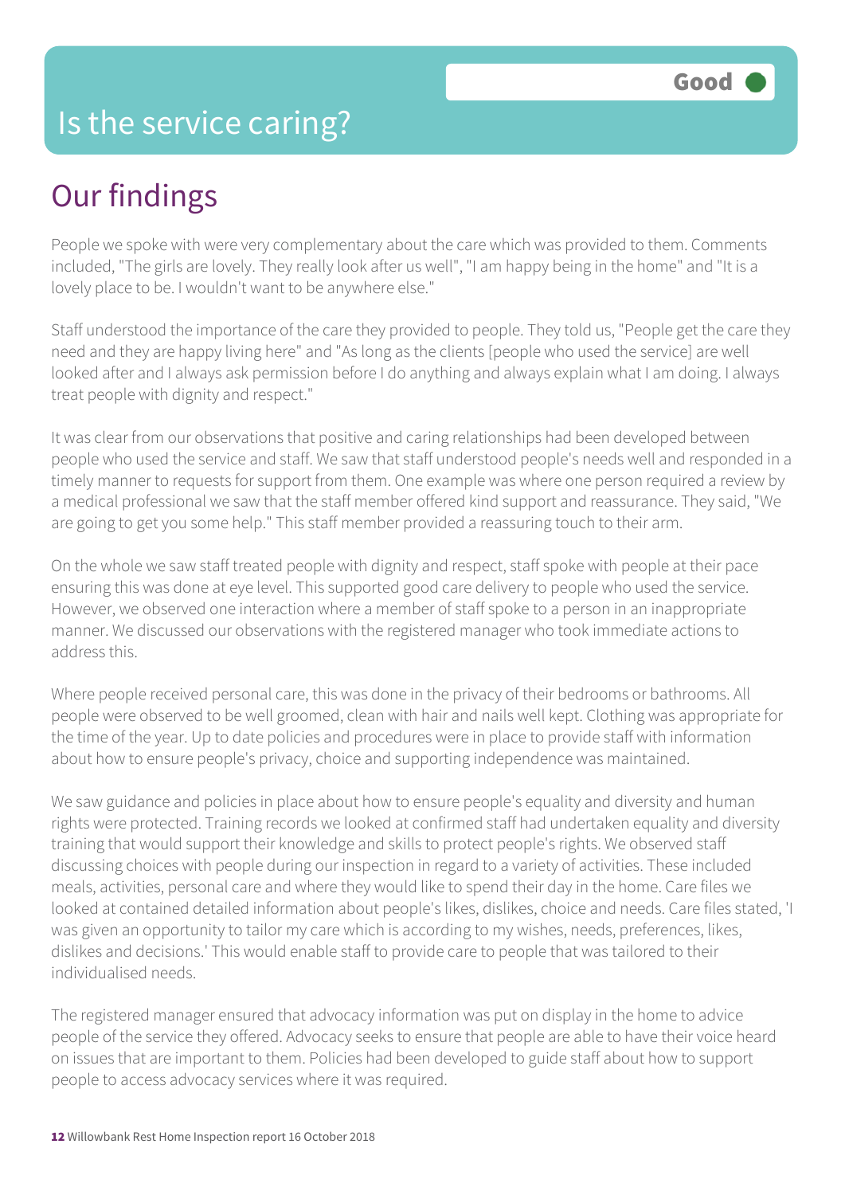# Is the service caring?

**Good**

## Our findings

People we spoke with were very complementary about the care which was provided to them. Comments included, "The girls are lovely. They really look after us well", "I am happy being in the home" and "It is a lovely place to be. I wouldn't want to be anywhere else."

Staff understood the importance of the care they provided to people. They told us, "People get the care they need and they are happy living here" and "As long as the clients [people who used the service] are well looked after and I always ask permission before I do anything and always explain what I am doing. I always treat people with dignity and respect."

It was clear from our observations that positive and caring relationships had been developed between people who used the service and staff. We saw that staff understood people's needs well and responded in a timely manner to requests for support from them. One example was where one person required a review by a medical professional we saw that the staff member offered kind support and reassurance. They said, "We are going to get you some help." This staff member provided a reassuring touch to their arm.

On the whole we saw staff treated people with dignity and respect, staff spoke with people at their pace ensuring this was done at eye level. This supported good care delivery to people who used the service. However, we observed one interaction where a member of staff spoke to a person in an inappropriate manner. We discussed our observations with the registered manager who took immediate actions to address this.

Where people received personal care, this was done in the privacy of their bedrooms or bathrooms. All people were observed to be well groomed, clean with hair and nails well kept. Clothing was appropriate for the time of the year. Up to date policies and procedures were in place to provide staff with information about how to ensure people's privacy, choice and supporting independence was maintained.

We saw guidance and policies in place about how to ensure people's equality and diversity and human rights were protected. Training records we looked at confirmed staff had undertaken equality and diversity training that would support their knowledge and skills to protect people's rights. We observed staff discussing choices with people during our inspection in regard to a variety of activities. These included meals, activities, personal care and where they would like to spend their day in the home. Care files we looked at contained detailed information about people's likes, dislikes, choice and needs. Care files stated, 'I was given an opportunity to tailor my care which is according to my wishes, needs, preferences, likes, dislikes and decisions.' This would enable staff to provide care to people that was tailored to their individualised needs.

The registered manager ensured that advocacy information was put on display in the home to advice people of the service they offered. Advocacy seeks to ensure that people are able to have their voice heard on issues that are important to them. Policies had been developed to guide staff about how to support people to access advocacy services where it was required.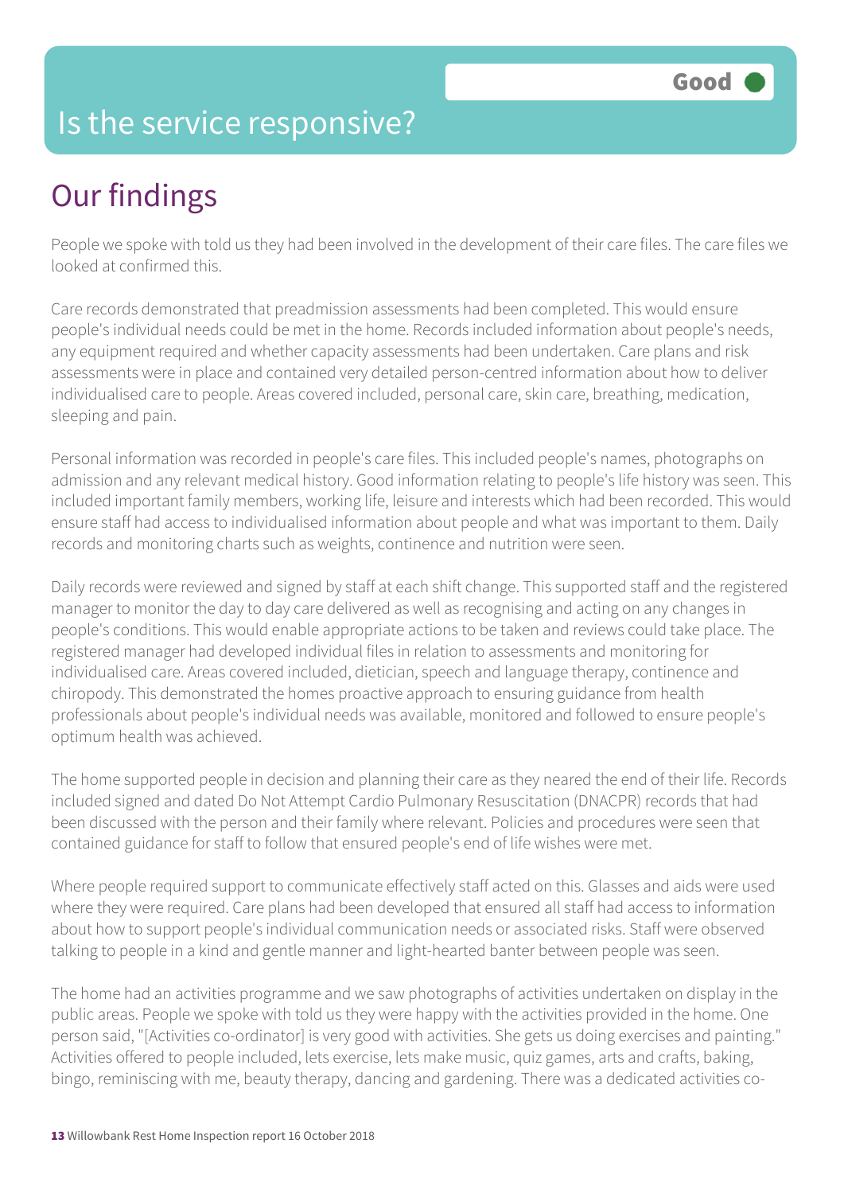Good

# Is the service responsive?

## Our findings

People we spoke with told us they had been involved in the development of their care files. The care files we looked at confirmed this.

Care records demonstrated that preadmission assessments had been completed. This would ensure people's individual needs could be met in the home. Records included information about people's needs, any equipment required and whether capacity assessments had been undertaken. Care plans and risk assessments were in place and contained very detailed person-centred information about how to deliver individualised care to people. Areas covered included, personal care, skin care, breathing, medication, sleeping and pain.

Personal information was recorded in people's care files. This included people's names, photographs on admission and any relevant medical history. Good information relating to people's life history was seen. This included important family members, working life, leisure and interests which had been recorded. This would ensure staff had access to individualised information about people and what was important to them. Daily records and monitoring charts such as weights, continence and nutrition were seen.

Daily records were reviewed and signed by staff at each shift change. This supported staff and the registered manager to monitor the day to day care delivered as well as recognising and acting on any changes in people's conditions. This would enable appropriate actions to be taken and reviews could take place. The registered manager had developed individual files in relation to assessments and monitoring for individualised care. Areas covered included, dietician, speech and language therapy, continence and chiropody. This demonstrated the homes proactive approach to ensuring guidance from health professionals about people's individual needs was available, monitored and followed to ensure people's optimum health was achieved.

The home supported people in decision and planning their care as they neared the end of their life. Records included signed and dated Do Not Attempt Cardio Pulmonary Resuscitation (DNACPR) records that had been discussed with the person and their family where relevant. Policies and procedures were seen that contained guidance for staff to follow that ensured people's end of life wishes were met.

Where people required support to communicate effectively staff acted on this. Glasses and aids were used where they were required. Care plans had been developed that ensured all staff had access to information about how to support people's individual communication needs or associated risks. Staff were observed talking to people in a kind and gentle manner and light-hearted banter between people was seen.

The home had an activities programme and we saw photographs of activities undertaken on display in the public areas. People we spoke with told us they were happy with the activities provided in the home. One person said, "[Activities co-ordinator] is very good with activities. She gets us doing exercises and painting." Activities offered to people included, lets exercise, lets make music, quiz games, arts and crafts, baking, bingo, reminiscing with me, beauty therapy, dancing and gardening. There was a dedicated activities co-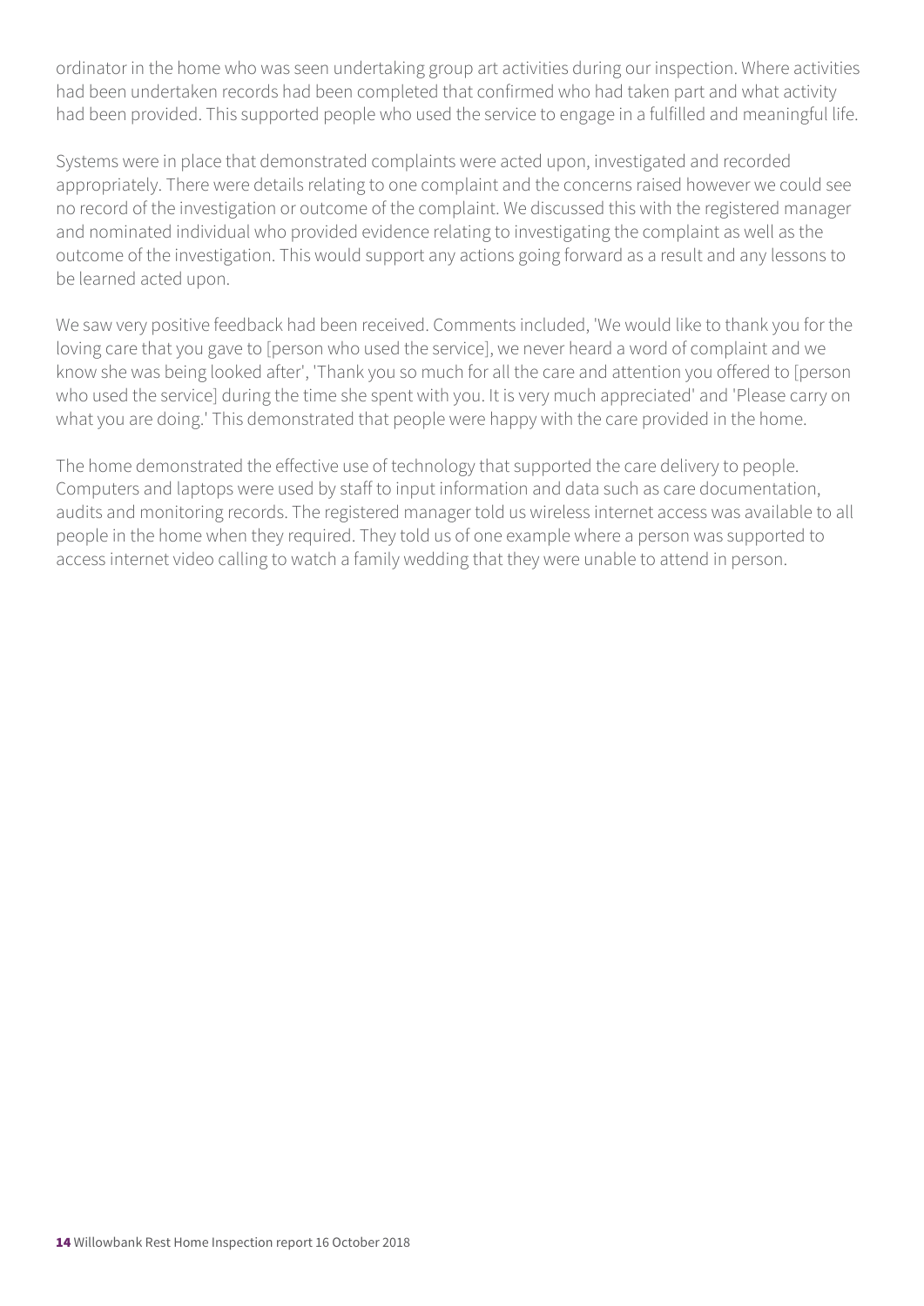ordinator in the home who was seen undertaking group art activities during our inspection. Where activities had been undertaken records had been completed that confirmed who had taken part and what activity had been provided. This supported people who used the service to engage in a fulfilled and meaningful life.

Systems were in place that demonstrated complaints were acted upon, investigated and recorded appropriately. There were details relating to one complaint and the concerns raised however we could see no record of the investigation or outcome of the complaint. We discussed this with the registered manager and nominated individual who provided evidence relating to investigating the complaint as well as the outcome of the investigation. This would support any actions going forward as a result and any lessons to be learned acted upon.

We saw very positive feedback had been received. Comments included, 'We would like to thank you for the loving care that you gave to [person who used the service], we never heard a word of complaint and we know she was being looked after', 'Thank you so much for all the care and attention you offered to [person who used the service] during the time she spent with you. It is very much appreciated' and 'Please carry on what you are doing.' This demonstrated that people were happy with the care provided in the home.

The home demonstrated the effective use of technology that supported the care delivery to people. Computers and laptops were used by staff to input information and data such as care documentation, audits and monitoring records. The registered manager told us wireless internet access was available to all people in the home when they required. They told us of one example where a person was supported to access internet video calling to watch a family wedding that they were unable to attend in person.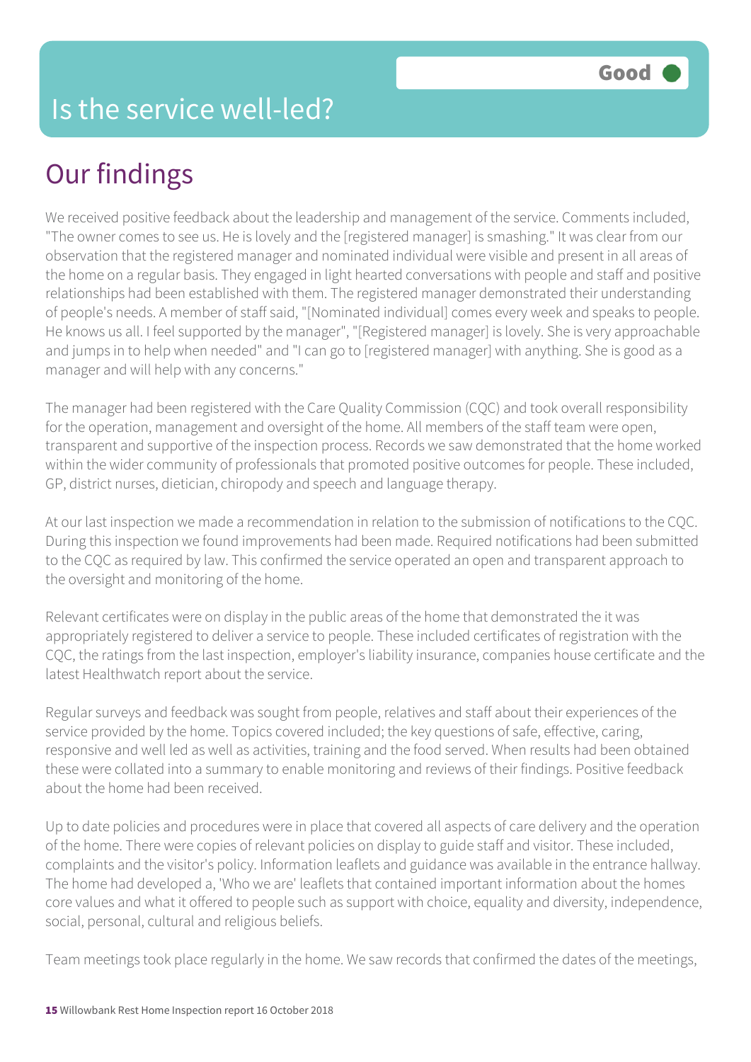# Is the service well-led?

Good

## Our findings

We received positive feedback about the leadership and management of the service. Comments included, "The owner comes to see us. He is lovely and the [registered manager] is smashing." It was clear from our observation that the registered manager and nominated individual were visible and present in all areas of the home on a regular basis. They engaged in light hearted conversations with people and staff and positive relationships had been established with them. The registered manager demonstrated their understanding of people's needs. A member of staff said, "[Nominated individual] comes every week and speaks to people. He knows us all. I feel supported by the manager", "[Registered manager] is lovely. She is very approachable and jumps in to help when needed" and "I can go to [registered manager] with anything. She is good as a manager and will help with any concerns."

The manager had been registered with the Care Quality Commission (CQC) and took overall responsibility for the operation, management and oversight of the home. All members of the staff team were open, transparent and supportive of the inspection process. Records we saw demonstrated that the home worked within the wider community of professionals that promoted positive outcomes for people. These included, GP, district nurses, dietician, chiropody and speech and language therapy.

At our last inspection we made a recommendation in relation to the submission of notifications to the CQC. During this inspection we found improvements had been made. Required notifications had been submitted to the CQC as required by law. This confirmed the service operated an open and transparent approach to the oversight and monitoring of the home.

Relevant certificates were on display in the public areas of the home that demonstrated the it was appropriately registered to deliver a service to people. These included certificates of registration with the CQC, the ratings from the last inspection, employer's liability insurance, companies house certificate and the latest Healthwatch report about the service.

Regular surveys and feedback was sought from people, relatives and staff about their experiences of the service provided by the home. Topics covered included; the key questions of safe, effective, caring, responsive and well led as well as activities, training and the food served. When results had been obtained these were collated into a summary to enable monitoring and reviews of their findings. Positive feedback about the home had been received.

Up to date policies and procedures were in place that covered all aspects of care delivery and the operation of the home. There were copies of relevant policies on display to guide staff and visitor. These included, complaints and the visitor's policy. Information leaflets and guidance was available in the entrance hallway. The home had developed a, 'Who we are' leaflets that contained important information about the homes core values and what it offered to people such as support with choice, equality and diversity, independence, social, personal, cultural and religious beliefs.

Team meetings took place regularly in the home. We saw records that confirmed the dates of the meetings,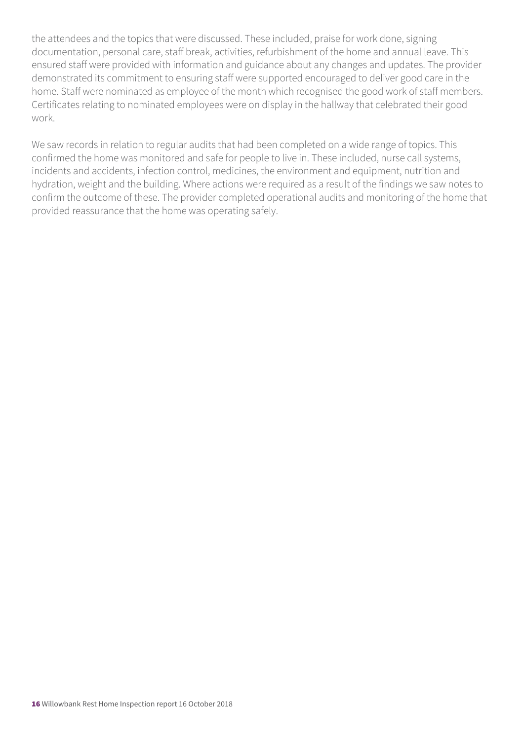the attendees and the topics that were discussed. These included, praise for work done, signing documentation, personal care, staff break, activities, refurbishment of the home and annual leave. This ensured staff were provided with information and guidance about any changes and updates. The provider demonstrated its commitment to ensuring staff were supported encouraged to deliver good care in the home. Staff were nominated as employee of the month which recognised the good work of staff members. Certificates relating to nominated employees were on display in the hallway that celebrated their good work.

We saw records in relation to regular audits that had been completed on a wide range of topics. This confirmed the home was monitored and safe for people to live in. These included, nurse call systems, incidents and accidents, infection control, medicines, the environment and equipment, nutrition and hydration, weight and the building. Where actions were required as a result of the findings we saw notes to confirm the outcome of these. The provider completed operational audits and monitoring of the home that provided reassurance that the home was operating safely.